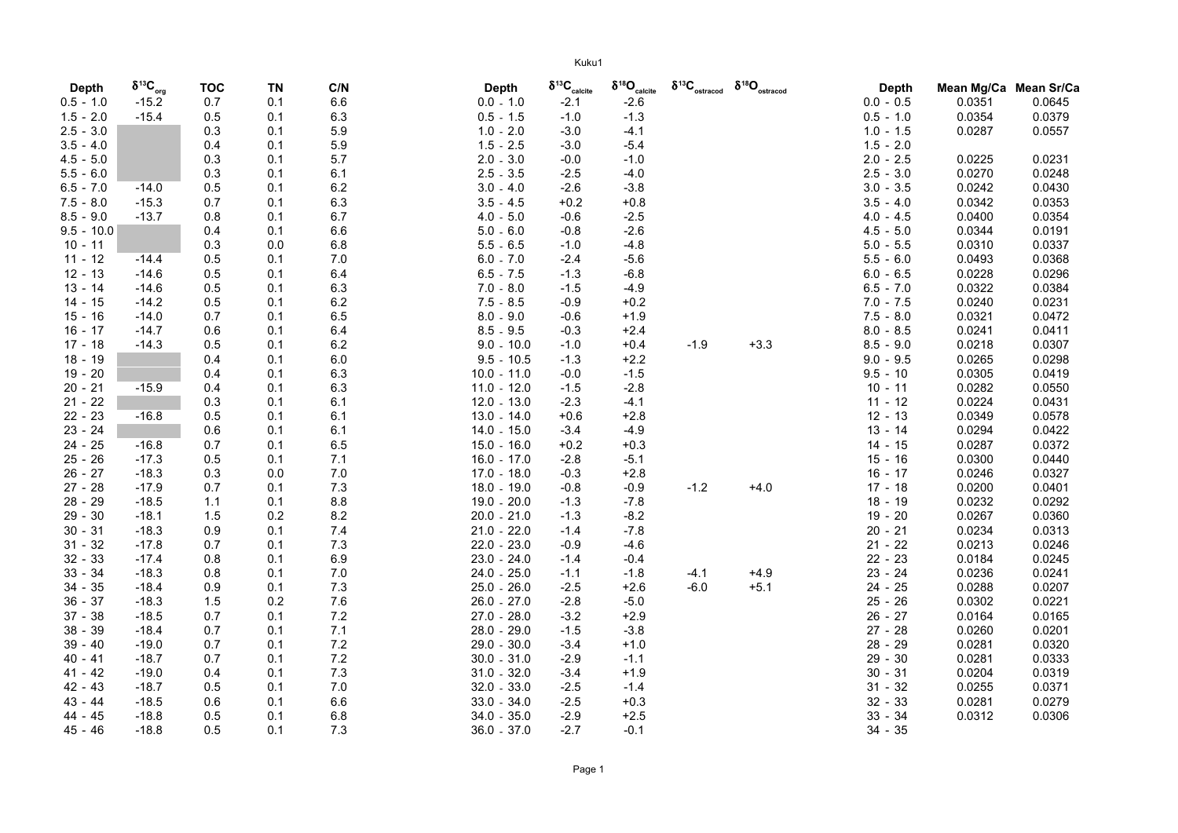Kuku1

| Depth | $\delta^{13}C_{org}$ | TOC | TN | C/N |
|---|---|---|---|---|
| 0.5 - 1.0 | -15.2 | 0.7 | 0.1 | 6.6 |
| 1.5 - 2.0 | -15.4 | 0.5 | 0.1 | 6.3 |
| 2.5 - 3.0 | | 0.3 | 0.1 | 5.9 |
| 3.5 - 4.0 | | 0.4 | 0.1 | 5.9 |
| 4.5 - 5.0 | | 0.3 | 0.1 | 5.7 |
| 5.5 - 6.0 | | 0.3 | 0.1 | 6.1 |
| 6.5 - 7.0 | -14.0 | 0.5 | 0.1 | 6.2 |
| 7.5 - 8.0 | -15.3 | 0.7 | 0.1 | 6.3 |
| 8.5 - 9.0 | -13.7 | 0.8 | 0.1 | 6.7 |
| 9.5 - 10.0 | | 0.4 | 0.1 | 6.6 |
| 10 - 11 | | 0.3 | 0.0 | 6.8 |
| 11 - 12 | -14.4 | 0.5 | 0.1 | 7.0 |
| 12 - 13 | -14.6 | 0.5 | 0.1 | 6.4 |
| 13 - 14 | -14.6 | 0.5 | 0.1 | 6.3 |
| 14 - 15 | -14.2 | 0.5 | 0.1 | 6.2 |
| 15 - 16 | -14.0 | 0.7 | 0.1 | 6.5 |
| 16 - 17 | -14.7 | 0.6 | 0.1 | 6.4 |
| 17 - 18 | -14.3 | 0.5 | 0.1 | 6.2 |
| 18 - 19 | | 0.4 | 0.1 | 6.0 |
| 19 - 20 | | 0.4 | 0.1 | 6.3 |
| 20 - 21 | -15.9 | 0.4 | 0.1 | 6.3 |
| 21 - 22 | | 0.3 | 0.1 | 6.1 |
| 22 - 23 | -16.8 | 0.5 | 0.1 | 6.1 |
| 23 - 24 | | 0.6 | 0.1 | 6.1 |
| 24 - 25 | -16.8 | 0.7 | 0.1 | 6.5 |
| 25 - 26 | -17.3 | 0.5 | 0.1 | 7.1 |
| 26 - 27 | -18.3 | 0.3 | 0.0 | 7.0 |
| 27 - 28 | -17.9 | 0.7 | 0.1 | 7.3 |
| 28 - 29 | -18.5 | 1.1 | 0.1 | 8.8 |
| 29 - 30 | -18.1 | 1.5 | 0.2 | 8.2 |
| 30 - 31 | -18.3 | 0.9 | 0.1 | 7.4 |
| 31 - 32 | -17.8 | 0.7 | 0.1 | 7.3 |
| 32 - 33 | -17.4 | 0.8 | 0.1 | 6.9 |
| 33 - 34 | -18.3 | 0.8 | 0.1 | 7.0 |
| 34 - 35 | -18.4 | 0.9 | 0.1 | 7.3 |
| 36 - 37 | -18.3 | 1.5 | 0.2 | 7.6 |
| 37 - 38 | -18.5 | 0.7 | 0.1 | 7.2 |
| 38 - 39 | -18.4 | 0.7 | 0.1 | 7.1 |
| 39 - 40 | -19.0 | 0.7 | 0.1 | 7.2 |
| 40 - 41 | -18.7 | 0.7 | 0.1 | 7.2 |
| 41 - 42 | -19.0 | 0.4 | 0.1 | 7.3 |
| 42 - 43 | -18.7 | 0.5 | 0.1 | 7.0 |
| 43 - 44 | -18.5 | 0.6 | 0.1 | 6.6 |
| 44 - 45 | -18.8 | 0.5 | 0.1 | 6.8 |
| 45 - 46 | -18.8 | 0.5 | 0.1 | 7.3 |

| Depth | $\delta^{13}C_{calcite}$ | $\delta^{18}O_{calcite}$ | $\delta^{13}C_{ostracod}$ | $\delta^{18}O_{ostracod}$ |
|---|---|---|---|---|
| 0.0 - 1.0 | -2.1 | -2.6 | | |
| 0.5 - 1.5 | -1.0 | -1.3 | | |
| 1.0 - 2.0 | -3.0 | -4.1 | | |
| 1.5 - 2.5 | -3.0 | -5.4 | | |
| 2.0 - 3.0 | -0.0 | -1.0 | | |
| 2.5 - 3.5 | -2.5 | -4.0 | | |
| 3.0 - 4.0 | -2.6 | -3.8 | | |
| 3.5 - 4.5 | +0.2 | +0.8 | | |
| 4.0 - 5.0 | -0.6 | -2.5 | | |
| 5.0 - 6.0 | -0.8 | -2.6 | | |
| 5.5 - 6.5 | -1.0 | -4.8 | | |
| 6.0 - 7.0 | -2.4 | -5.6 | | |
| 6.5 - 7.5 | -1.3 | -6.8 | | |
| 7.0 - 8.0 | -1.5 | -4.9 | | |
| 7.5 - 8.5 | -0.9 | +0.2 | | |
| 8.0 - 9.0 | -0.6 | +1.9 | | |
| 8.5 - 9.5 | -0.3 | +2.4 | | |
| 9.0 - 10.0 | -1.0 | +0.4 | -1.9 | +3.3 |
| 9.5 - 10.5 | -1.3 | +2.2 | | |
| 10.0 - 11.0 | -0.0 | -1.5 | | |
| 11.0 - 12.0 | -1.5 | -2.8 | | |
| 12.0 - 13.0 | -2.3 | -4.1 | | |
| 13.0 - 14.0 | +0.6 | +2.8 | | |
| 14.0 - 15.0 | -3.4 | -4.9 | | |
| 15.0 - 16.0 | +0.2 | +0.3 | | |
| 16.0 - 17.0 | -2.8 | -5.1 | | |
| 17.0 - 18.0 | -0.3 | +2.8 | | |
| 18.0 - 19.0 | -0.8 | -0.9 | -1.2 | +4.0 |
| 19.0 - 20.0 | -1.3 | -7.8 | | |
| 20.0 - 21.0 | -1.3 | -8.2 | | |
| 21.0 - 22.0 | -1.4 | -7.8 | | |
| 22.0 - 23.0 | -0.9 | -4.6 | | |
| 23.0 - 24.0 | -1.4 | -0.4 | | |
| 24.0 - 25.0 | -1.1 | -1.8 | -4.1 | +4.9 |
| 25.0 - 26.0 | -2.5 | +2.6 | -6.0 | +5.1 |
| 26.0 - 27.0 | -2.8 | -5.0 | | |
| 27.0 - 28.0 | -3.2 | +2.9 | | |
| 28.0 - 29.0 | -1.5 | -3.8 | | |
| 29.0 - 30.0 | -3.4 | +1.0 | | |
| 30.0 - 31.0 | -2.9 | -1.1 | | |
| 31.0 - 32.0 | -3.4 | +1.9 | | |
| 32.0 - 33.0 | -2.5 | -1.4 | | |
| 33.0 - 34.0 | -2.5 | +0.3 | | |
| 34.0 - 35.0 | -2.9 | +2.5 | | |
| 36.0 - 37.0 | -2.7 | -0.1 | | |

| Depth | Mean Mg/Ca | Mean Sr/Ca |
|---|---|---|
| 0.0 - 0.5 | 0.0351 | 0.0645 |
| 0.5 - 1.0 | 0.0354 | 0.0379 |
| 1.0 - 1.5 | 0.0287 | 0.0557 |
| 1.5 - 2.0 | | |
| 2.0 - 2.5 | 0.0225 | 0.0231 |
| 2.5 - 3.0 | 0.0270 | 0.0248 |
| 3.0 - 3.5 | 0.0242 | 0.0430 |
| 3.5 - 4.0 | 0.0342 | 0.0353 |
| 4.0 - 4.5 | 0.0400 | 0.0354 |
| 4.5 - 5.0 | 0.0344 | 0.0191 |
| 5.0 - 5.5 | 0.0310 | 0.0337 |
| 5.5 - 6.0 | 0.0493 | 0.0368 |
| 6.0 - 6.5 | 0.0228 | 0.0296 |
| 6.5 - 7.0 | 0.0322 | 0.0384 |
| 7.0 - 7.5 | 0.0240 | 0.0231 |
| 7.5 - 8.0 | 0.0321 | 0.0472 |
| 8.0 - 8.5 | 0.0241 | 0.0411 |
| 8.5 - 9.0 | 0.0218 | 0.0307 |
| 9.0 - 9.5 | 0.0265 | 0.0298 |
| 9.5 - 10 | 0.0305 | 0.0419 |
| 10 - 11 | 0.0282 | 0.0550 |
| 11 - 12 | 0.0224 | 0.0431 |
| 12 - 13 | 0.0349 | 0.0578 |
| 13 - 14 | 0.0294 | 0.0422 |
| 14 - 15 | 0.0287 | 0.0372 |
| 15 - 16 | 0.0300 | 0.0440 |
| 16 - 17 | 0.0246 | 0.0327 |
| 17 - 18 | 0.0200 | 0.0401 |
| 18 - 19 | 0.0232 | 0.0292 |
| 19 - 20 | 0.0267 | 0.0360 |
| 20 - 21 | 0.0234 | 0.0313 |
| 21 - 22 | 0.0213 | 0.0246 |
| 22 - 23 | 0.0184 | 0.0245 |
| 23 - 24 | 0.0236 | 0.0241 |
| 24 - 25 | 0.0288 | 0.0207 |
| 25 - 26 | 0.0302 | 0.0221 |
| 26 - 27 | 0.0164 | 0.0165 |
| 27 - 28 | 0.0260 | 0.0201 |
| 28 - 29 | 0.0281 | 0.0320 |
| 29 - 30 | 0.0281 | 0.0333 |
| 30 - 31 | 0.0204 | 0.0319 |
| 31 - 32 | 0.0255 | 0.0371 |
| 32 - 33 | 0.0281 | 0.0279 |
| 33 - 34 | 0.0312 | 0.0306 |
| 34 - 35 | | |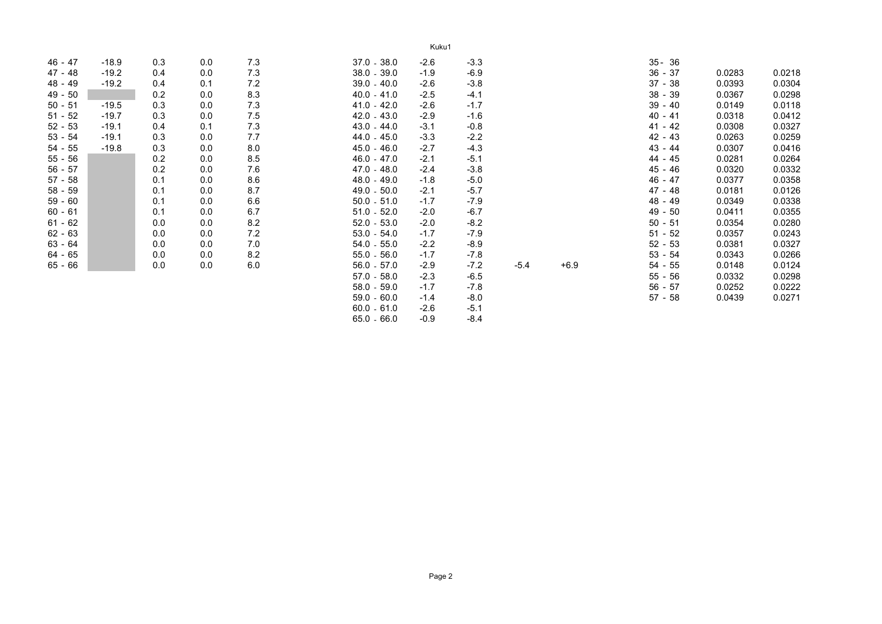Kuku1

| | | | | |
|---|---|---|---|---|
| 46 - 47 | -18.9 | 0.3 | 0.0 | 7.3 |
| 47 - 48 | -19.2 | 0.4 | 0.0 | 7.3 |
| 48 - 49 | -19.2 | 0.4 | 0.1 | 7.2 |
| 49 - 50 | | 0.2 | 0.0 | 8.3 |
| 50 - 51 | -19.5 | 0.3 | 0.0 | 7.3 |
| 51 - 52 | -19.7 | 0.3 | 0.0 | 7.5 |
| 52 - 53 | -19.1 | 0.4 | 0.1 | 7.3 |
| 53 - 54 | -19.1 | 0.3 | 0.0 | 7.7 |
| 54 - 55 | -19.8 | 0.3 | 0.0 | 8.0 |
| 55 - 56 | | 0.2 | 0.0 | 8.5 |
| 56 - 57 | | 0.2 | 0.0 | 7.6 |
| 57 - 58 | | 0.1 | 0.0 | 8.6 |
| 58 - 59 | | 0.1 | 0.0 | 8.7 |
| 59 - 60 | | 0.1 | 0.0 | 6.6 |
| 60 - 61 | | 0.1 | 0.0 | 6.7 |
| 61 - 62 | | 0.0 | 0.0 | 8.2 |
| 62 - 63 | | 0.0 | 0.0 | 7.2 |
| 63 - 64 | | 0.0 | 0.0 | 7.0 |
| 64 - 65 | | 0.0 | 0.0 | 8.2 |
| 65 - 66 | | 0.0 | 0.0 | 6.0 |

| | | | | |
|---|---|---|---|---|
| 37.0 - 38.0 | -2.6 | -3.3 | | |
| 38.0 - 39.0 | -1.9 | -6.9 | | |
| 39.0 - 40.0 | -2.6 | -3.8 | | |
| 40.0 - 41.0 | -2.5 | -4.1 | | |
| 41.0 - 42.0 | -2.6 | -1.7 | | |
| 42.0 - 43.0 | -2.9 | -1.6 | | |
| 43.0 - 44.0 | -3.1 | -0.8 | | |
| 44.0 - 45.0 | -3.3 | -2.2 | | |
| 45.0 - 46.0 | -2.7 | -4.3 | | |
| 46.0 - 47.0 | -2.1 | -5.1 | | |
| 47.0 - 48.0 | -2.4 | -3.8 | | |
| 48.0 - 49.0 | -1.8 | -5.0 | | |
| 49.0 - 50.0 | -2.1 | -5.7 | | |
| 50.0 - 51.0 | -1.7 | -7.9 | | |
| 51.0 - 52.0 | -2.0 | -6.7 | | |
| 52.0 - 53.0 | -2.0 | -8.2 | | |
| 53.0 - 54.0 | -1.7 | -7.9 | | |
| 54.0 - 55.0 | -2.2 | -8.9 | | |
| 55.0 - 56.0 | -1.7 | -7.8 | | |
| 56.0 - 57.0 | -2.9 | -7.2 | -5.4 | +6.9 |
| 57.0 - 58.0 | -2.3 | -6.5 | | |
| 58.0 - 59.0 | -1.7 | -7.8 | | |
| 59.0 - 60.0 | -1.4 | -8.0 | | |
| 60.0 - 61.0 | -2.6 | -5.1 | | |
| 65.0 - 66.0 | -0.9 | -8.4 | | |

| | | |
|---|---|---|
| 35 - 36 | | |
| 36 - 37 | 0.0283 | 0.0218 |
| 37 - 38 | 0.0393 | 0.0304 |
| 38 - 39 | 0.0367 | 0.0298 |
| 39 - 40 | 0.0149 | 0.0118 |
| 40 - 41 | 0.0318 | 0.0412 |
| 41 - 42 | 0.0308 | 0.0327 |
| 42 - 43 | 0.0263 | 0.0259 |
| 43 - 44 | 0.0307 | 0.0416 |
| 44 - 45 | 0.0281 | 0.0264 |
| 45 - 46 | 0.0320 | 0.0332 |
| 46 - 47 | 0.0377 | 0.0358 |
| 47 - 48 | 0.0181 | 0.0126 |
| 48 - 49 | 0.0349 | 0.0338 |
| 49 - 50 | 0.0411 | 0.0355 |
| 50 - 51 | 0.0354 | 0.0280 |
| 51 - 52 | 0.0357 | 0.0243 |
| 52 - 53 | 0.0381 | 0.0327 |
| 53 - 54 | 0.0343 | 0.0266 |
| 54 - 55 | 0.0148 | 0.0124 |
| 55 - 56 | 0.0332 | 0.0298 |
| 56 - 57 | 0.0252 | 0.0222 |
| 57 - 58 | 0.0439 | 0.0271 |